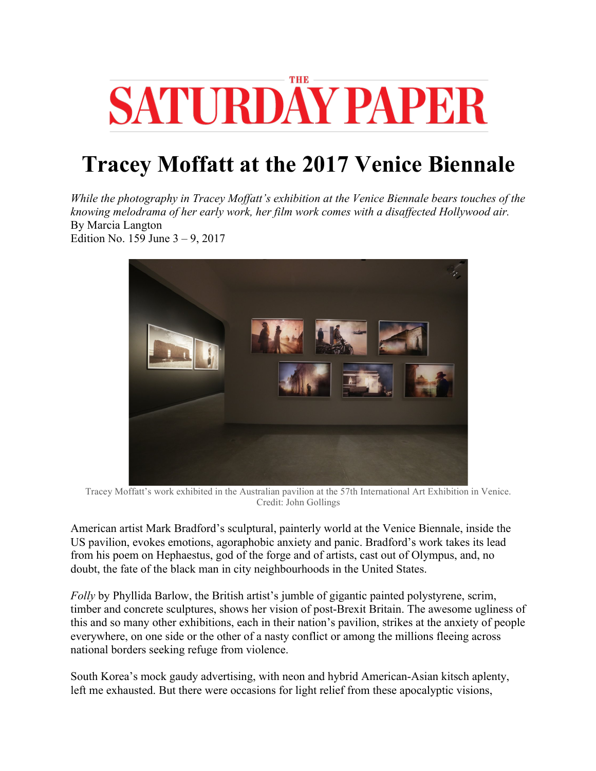THE SATURDAY PAPER

# Tracey Moffatt at the 2017 Venice Biennale

*While the photography in Tracey Moffatt's exhibition at the Venice Biennale bears touches of the knowing melodrama of her early work, her film work comes with a disaffected Hollywood air.*
By Marcia Langton
Edition No. 159 June 3 – 9, 2017

Tracey Moffatt's work exhibited in the Australian pavilion at the 57th International Art Exhibition in Venice. Credit: John Gollings

American artist Mark Bradford's sculptural, painterly world at the Venice Biennale, inside the US pavilion, evokes emotions, agoraphobic anxiety and panic. Bradford's work takes its lead from his poem on Hephaestus, god of the forge and of artists, cast out of Olympus, and, no doubt, the fate of the black man in city neighbourhoods in the United States.

*Folly* by Phyllida Barlow, the British artist's jumble of gigantic painted polystyrene, scrim, timber and concrete sculptures, shows her vision of post-Brexit Britain. The awesome ugliness of this and so many other exhibitions, each in their nation's pavilion, strikes at the anxiety of people everywhere, on one side or the other of a nasty conflict or among the millions fleeing across national borders seeking refuge from violence.

South Korea's mock gaudy advertising, with neon and hybrid American-Asian kitsch aplenty, left me exhausted. But there were occasions for light relief from these apocalyptic visions,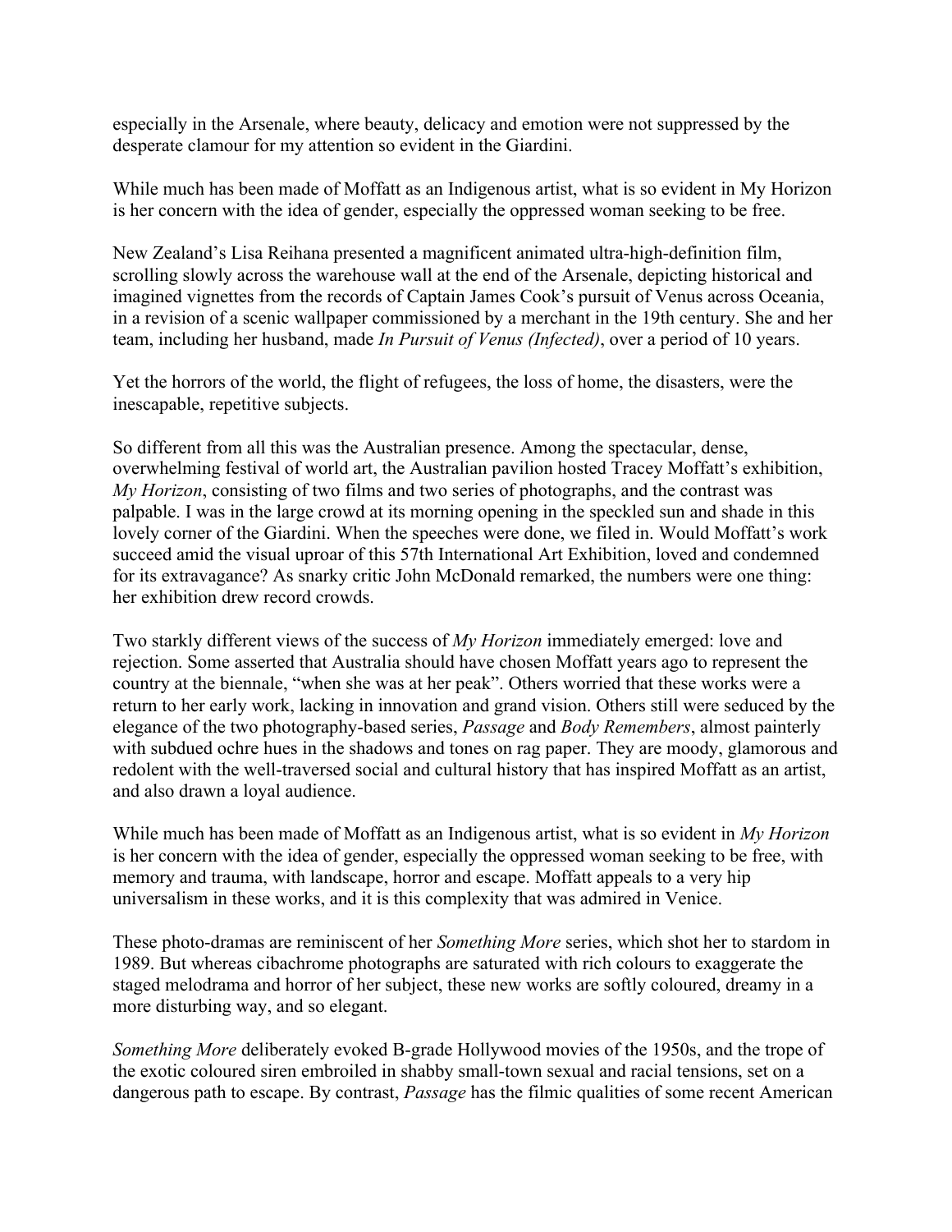especially in the Arsenale, where beauty, delicacy and emotion were not suppressed by the desperate clamour for my attention so evident in the Giardini.

While much has been made of Moffatt as an Indigenous artist, what is so evident in My Horizon is her concern with the idea of gender, especially the oppressed woman seeking to be free.

New Zealand's Lisa Reihana presented a magnificent animated ultra-high-definition film, scrolling slowly across the warehouse wall at the end of the Arsenale, depicting historical and imagined vignettes from the records of Captain James Cook's pursuit of Venus across Oceania, in a revision of a scenic wallpaper commissioned by a merchant in the 19th century. She and her team, including her husband, made *In Pursuit of Venus (Infected)*, over a period of 10 years.

Yet the horrors of the world, the flight of refugees, the loss of home, the disasters, were the inescapable, repetitive subjects.

So different from all this was the Australian presence. Among the spectacular, dense, overwhelming festival of world art, the Australian pavilion hosted Tracey Moffatt's exhibition, *My Horizon*, consisting of two films and two series of photographs, and the contrast was palpable. I was in the large crowd at its morning opening in the speckled sun and shade in this lovely corner of the Giardini. When the speeches were done, we filed in. Would Moffatt's work succeed amid the visual uproar of this 57th International Art Exhibition, loved and condemned for its extravagance? As snarky critic John McDonald remarked, the numbers were one thing: her exhibition drew record crowds.

Two starkly different views of the success of *My Horizon* immediately emerged: love and rejection. Some asserted that Australia should have chosen Moffatt years ago to represent the country at the biennale, "when she was at her peak". Others worried that these works were a return to her early work, lacking in innovation and grand vision. Others still were seduced by the elegance of the two photography-based series, *Passage* and *Body Remembers*, almost painterly with subdued ochre hues in the shadows and tones on rag paper. They are moody, glamorous and redolent with the well-traversed social and cultural history that has inspired Moffatt as an artist, and also drawn a loyal audience.

While much has been made of Moffatt as an Indigenous artist, what is so evident in *My Horizon* is her concern with the idea of gender, especially the oppressed woman seeking to be free, with memory and trauma, with landscape, horror and escape. Moffatt appeals to a very hip universalism in these works, and it is this complexity that was admired in Venice.

These photo-dramas are reminiscent of her *Something More* series, which shot her to stardom in 1989. But whereas cibachrome photographs are saturated with rich colours to exaggerate the staged melodrama and horror of her subject, these new works are softly coloured, dreamy in a more disturbing way, and so elegant.

*Something More* deliberately evoked B-grade Hollywood movies of the 1950s, and the trope of the exotic coloured siren embroiled in shabby small-town sexual and racial tensions, set on a dangerous path to escape. By contrast, *Passage* has the filmic qualities of some recent American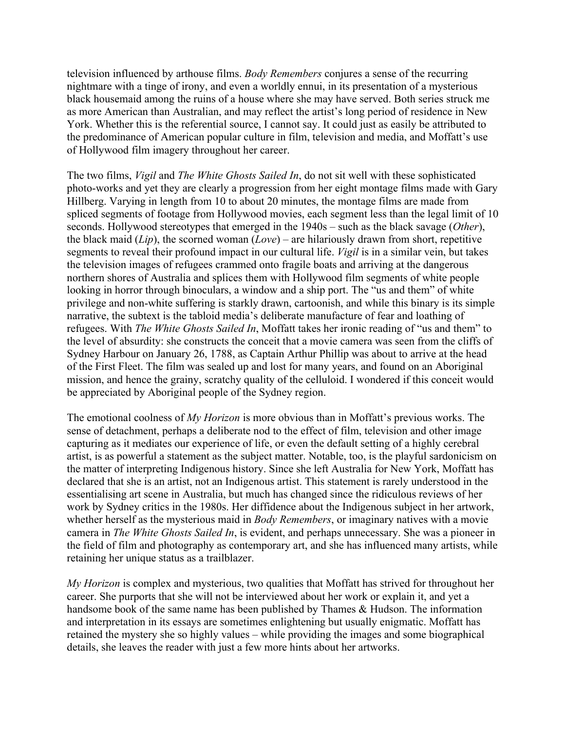television influenced by arthouse films. *Body Remembers* conjures a sense of the recurring nightmare with a tinge of irony, and even a worldly ennui, in its presentation of a mysterious black housemaid among the ruins of a house where she may have served. Both series struck me as more American than Australian, and may reflect the artist's long period of residence in New York. Whether this is the referential source, I cannot say. It could just as easily be attributed to the predominance of American popular culture in film, television and media, and Moffatt's use of Hollywood film imagery throughout her career.

The two films, *Vigil* and *The White Ghosts Sailed In*, do not sit well with these sophisticated photo-works and yet they are clearly a progression from her eight montage films made with Gary Hillberg. Varying in length from 10 to about 20 minutes, the montage films are made from spliced segments of footage from Hollywood movies, each segment less than the legal limit of 10 seconds. Hollywood stereotypes that emerged in the 1940s – such as the black savage (*Other*), the black maid (*Lip*), the scorned woman (*Love*) – are hilariously drawn from short, repetitive segments to reveal their profound impact in our cultural life. *Vigil* is in a similar vein, but takes the television images of refugees crammed onto fragile boats and arriving at the dangerous northern shores of Australia and splices them with Hollywood film segments of white people looking in horror through binoculars, a window and a ship port. The "us and them" of white privilege and non-white suffering is starkly drawn, cartoonish, and while this binary is its simple narrative, the subtext is the tabloid media's deliberate manufacture of fear and loathing of refugees. With *The White Ghosts Sailed In*, Moffatt takes her ironic reading of "us and them" to the level of absurdity: she constructs the conceit that a movie camera was seen from the cliffs of Sydney Harbour on January 26, 1788, as Captain Arthur Phillip was about to arrive at the head of the First Fleet. The film was sealed up and lost for many years, and found on an Aboriginal mission, and hence the grainy, scratchy quality of the celluloid. I wondered if this conceit would be appreciated by Aboriginal people of the Sydney region.

The emotional coolness of *My Horizon* is more obvious than in Moffatt's previous works. The sense of detachment, perhaps a deliberate nod to the effect of film, television and other image capturing as it mediates our experience of life, or even the default setting of a highly cerebral artist, is as powerful a statement as the subject matter. Notable, too, is the playful sardonicism on the matter of interpreting Indigenous history. Since she left Australia for New York, Moffatt has declared that she is an artist, not an Indigenous artist. This statement is rarely understood in the essentialising art scene in Australia, but much has changed since the ridiculous reviews of her work by Sydney critics in the 1980s. Her diffidence about the Indigenous subject in her artwork, whether herself as the mysterious maid in *Body Remembers*, or imaginary natives with a movie camera in *The White Ghosts Sailed In*, is evident, and perhaps unnecessary. She was a pioneer in the field of film and photography as contemporary art, and she has influenced many artists, while retaining her unique status as a trailblazer.

*My Horizon* is complex and mysterious, two qualities that Moffatt has strived for throughout her career. She purports that she will not be interviewed about her work or explain it, and yet a handsome book of the same name has been published by Thames & Hudson. The information and interpretation in its essays are sometimes enlightening but usually enigmatic. Moffatt has retained the mystery she so highly values – while providing the images and some biographical details, she leaves the reader with just a few more hints about her artworks.